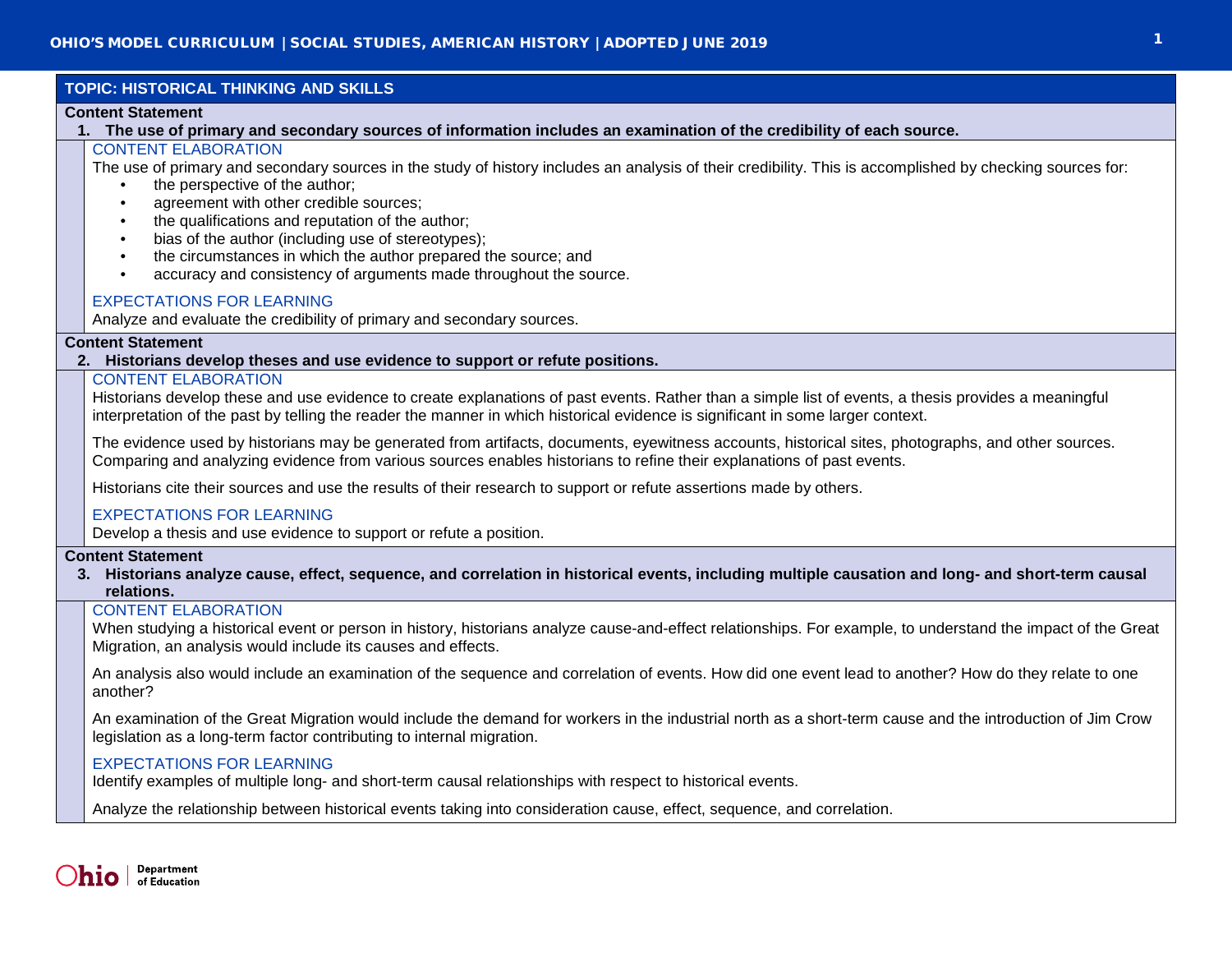## TOPIC: HISTORICAL THINKING AND SKILLS

**Content Statement**

**1. The use of primary and secondary sources of information includes an examination of the credibility of each source.**

CONTENT ELABORATION

The use of primary and secondary sources in the study of history includes an analysis of their credibility. This is accomplished by checking sources for:

- the perspective of the author;
- agreement with other credible sources;
- the qualifications and reputation of the author;
- bias of the author (including use of stereotypes);
- the circumstances in which the author prepared the source; and
- accuracy and consistency of arguments made throughout the source.

EXPECTATIONS FOR LEARNING

Analyze and evaluate the credibility of primary and secondary sources.

**Content Statement**

**2. Historians develop theses and use evidence to support or refute positions.**

CONTENT ELABORATION

Historians develop these and use evidence to create explanations of past events. Rather than a simple list of events, a thesis provides a meaningful interpretation of the past by telling the reader the manner in which historical evidence is significant in some larger context.

The evidence used by historians may be generated from artifacts, documents, eyewitness accounts, historical sites, photographs, and other sources. Comparing and analyzing evidence from various sources enables historians to refine their explanations of past events.

Historians cite their sources and use the results of their research to support or refute assertions made by others.

EXPECTATIONS FOR LEARNING

Develop a thesis and use evidence to support or refute a position.

**Content Statement**

**3. Historians analyze cause, effect, sequence, and correlation in historical events, including multiple causation and long- and short-term causal relations.**

CONTENT ELABORATION

When studying a historical event or person in history, historians analyze cause-and-effect relationships. For example, to understand the impact of the Great Migration, an analysis would include its causes and effects.

An analysis also would include an examination of the sequence and correlation of events. How did one event lead to another? How do they relate to one another?

An examination of the Great Migration would include the demand for workers in the industrial north as a short-term cause and the introduction of Jim Crow legislation as a long-term factor contributing to internal migration.

EXPECTATIONS FOR LEARNING

Identify examples of multiple long- and short-term causal relationships with respect to historical events.

Analyze the relationship between historical events taking into consideration cause, effect, sequence, and correlation.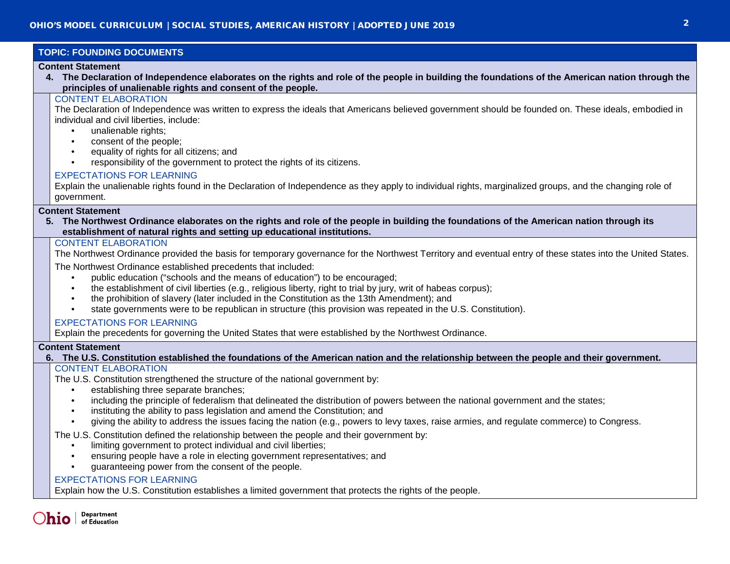## TOPIC: FOUNDING DOCUMENTS

**Content Statement**

**4. The Declaration of Independence elaborates on the rights and role of the people in building the foundations of the American nation through the principles of unalienable rights and consent of the people.**

CONTENT ELABORATION

The Declaration of Independence was written to express the ideals that Americans believed government should be founded on. These ideals, embodied in individual and civil liberties, include:

- unalienable rights;
- consent of the people;
- equality of rights for all citizens; and
- responsibility of the government to protect the rights of its citizens.

EXPECTATIONS FOR LEARNING

Explain the unalienable rights found in the Declaration of Independence as they apply to individual rights, marginalized groups, and the changing role of government.

**Content Statement**

**5. The Northwest Ordinance elaborates on the rights and role of the people in building the foundations of the American nation through its establishment of natural rights and setting up educational institutions.**

CONTENT ELABORATION

The Northwest Ordinance provided the basis for temporary governance for the Northwest Territory and eventual entry of these states into the United States.

The Northwest Ordinance established precedents that included:

- public education ("schools and the means of education") to be encouraged;
- the establishment of civil liberties (e.g., religious liberty, right to trial by jury, writ of habeas corpus);
- the prohibition of slavery (later included in the Constitution as the 13th Amendment); and
- state governments were to be republican in structure (this provision was repeated in the U.S. Constitution).

EXPECTATIONS FOR LEARNING

Explain the precedents for governing the United States that were established by the Northwest Ordinance.

**Content Statement**

**6. The U.S. Constitution established the foundations of the American nation and the relationship between the people and their government.**

CONTENT ELABORATION

The U.S. Constitution strengthened the structure of the national government by:

- establishing three separate branches;
- including the principle of federalism that delineated the distribution of powers between the national government and the states;
- instituting the ability to pass legislation and amend the Constitution; and
- giving the ability to address the issues facing the nation (e.g., powers to levy taxes, raise armies, and regulate commerce) to Congress.

The U.S. Constitution defined the relationship between the people and their government by:

- limiting government to protect individual and civil liberties;
- ensuring people have a role in electing government representatives; and
- guaranteeing power from the consent of the people.

EXPECTATIONS FOR LEARNING

Explain how the U.S. Constitution establishes a limited government that protects the rights of the people.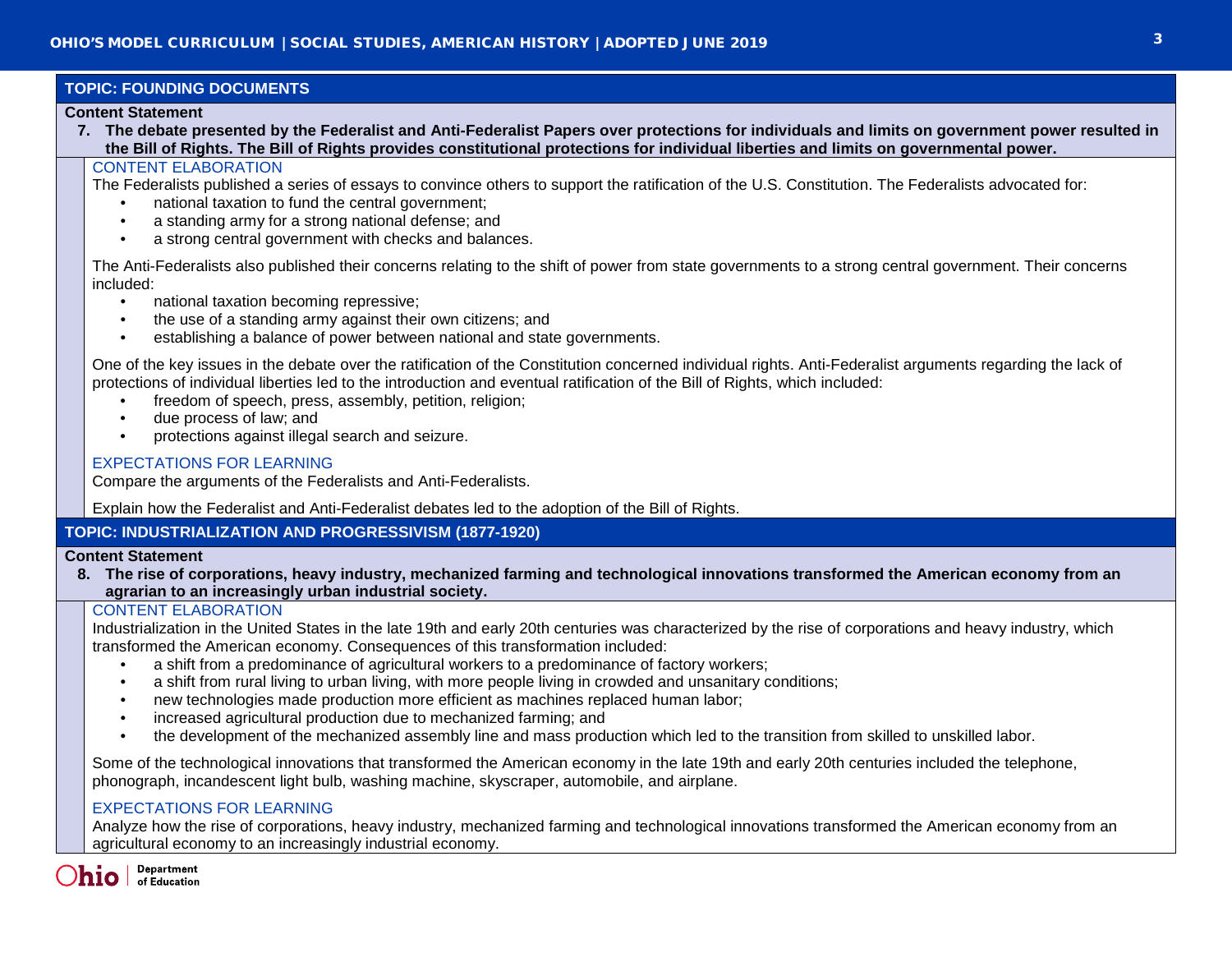## TOPIC: FOUNDING DOCUMENTS

**Content Statement**

7. **The debate presented by the Federalist and Anti-Federalist Papers over protections for individuals and limits on government power resulted in the Bill of Rights. The Bill of Rights provides constitutional protections for individual liberties and limits on governmental power.**

### CONTENT ELABORATION

The Federalists published a series of essays to convince others to support the ratification of the U.S. Constitution. The Federalists advocated for:

- national taxation to fund the central government;
- a standing army for a strong national defense; and
- a strong central government with checks and balances.

The Anti-Federalists also published their concerns relating to the shift of power from state governments to a strong central government. Their concerns included:

- national taxation becoming repressive;
- the use of a standing army against their own citizens; and
- establishing a balance of power between national and state governments.

One of the key issues in the debate over the ratification of the Constitution concerned individual rights. Anti-Federalist arguments regarding the lack of protections of individual liberties led to the introduction and eventual ratification of the Bill of Rights, which included:

- freedom of speech, press, assembly, petition, religion;
- due process of law; and
- protections against illegal search and seizure.

### EXPECTATIONS FOR LEARNING

Compare the arguments of the Federalists and Anti-Federalists.

Explain how the Federalist and Anti-Federalist debates led to the adoption of the Bill of Rights.

## TOPIC: INDUSTRIALIZATION AND PROGRESSIVISM (1877-1920)

**Content Statement**

8. **The rise of corporations, heavy industry, mechanized farming and technological innovations transformed the American economy from an agrarian to an increasingly urban industrial society.**

### CONTENT ELABORATION

Industrialization in the United States in the late 19th and early 20th centuries was characterized by the rise of corporations and heavy industry, which transformed the American economy. Consequences of this transformation included:

- a shift from a predominance of agricultural workers to a predominance of factory workers;
- a shift from rural living to urban living, with more people living in crowded and unsanitary conditions;
- new technologies made production more efficient as machines replaced human labor;
- increased agricultural production due to mechanized farming; and
- the development of the mechanized assembly line and mass production which led to the transition from skilled to unskilled labor.

Some of the technological innovations that transformed the American economy in the late 19th and early 20th centuries included the telephone, phonograph, incandescent light bulb, washing machine, skyscraper, automobile, and airplane.

### EXPECTATIONS FOR LEARNING

Analyze how the rise of corporations, heavy industry, mechanized farming and technological innovations transformed the American economy from an agricultural economy to an increasingly industrial economy.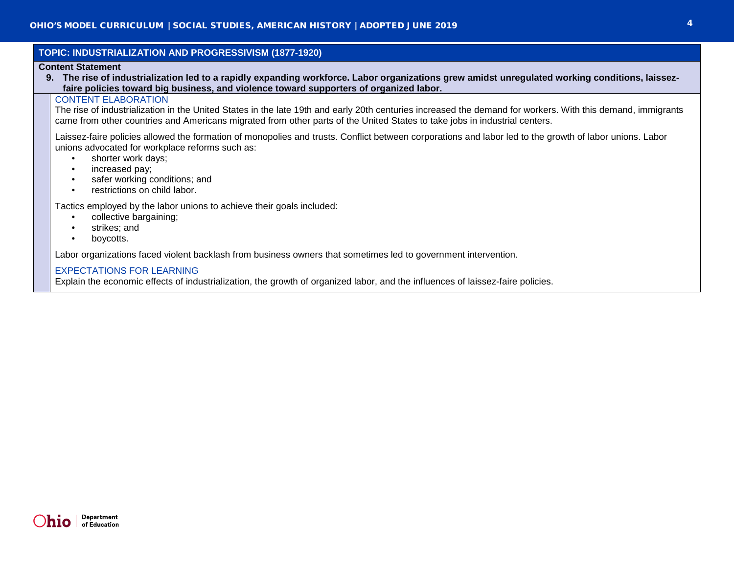## TOPIC: INDUSTRIALIZATION AND PROGRESSIVISM (1877-1920)

**Content Statement**

**9. The rise of industrialization led to a rapidly expanding workforce. Labor organizations grew amidst unregulated working conditions, laissez-faire policies toward big business, and violence toward supporters of organized labor.**

### CONTENT ELABORATION

The rise of industrialization in the United States in the late 19th and early 20th centuries increased the demand for workers. With this demand, immigrants came from other countries and Americans migrated from other parts of the United States to take jobs in industrial centers.

Laissez-faire policies allowed the formation of monopolies and trusts. Conflict between corporations and labor led to the growth of labor unions. Labor unions advocated for workplace reforms such as:

- shorter work days;
- increased pay;
- safer working conditions; and
- restrictions on child labor.

Tactics employed by the labor unions to achieve their goals included:

- collective bargaining;
- strikes; and
- boycotts.

Labor organizations faced violent backlash from business owners that sometimes led to government intervention.

### EXPECTATIONS FOR LEARNING

Explain the economic effects of industrialization, the growth of organized labor, and the influences of laissez-faire policies.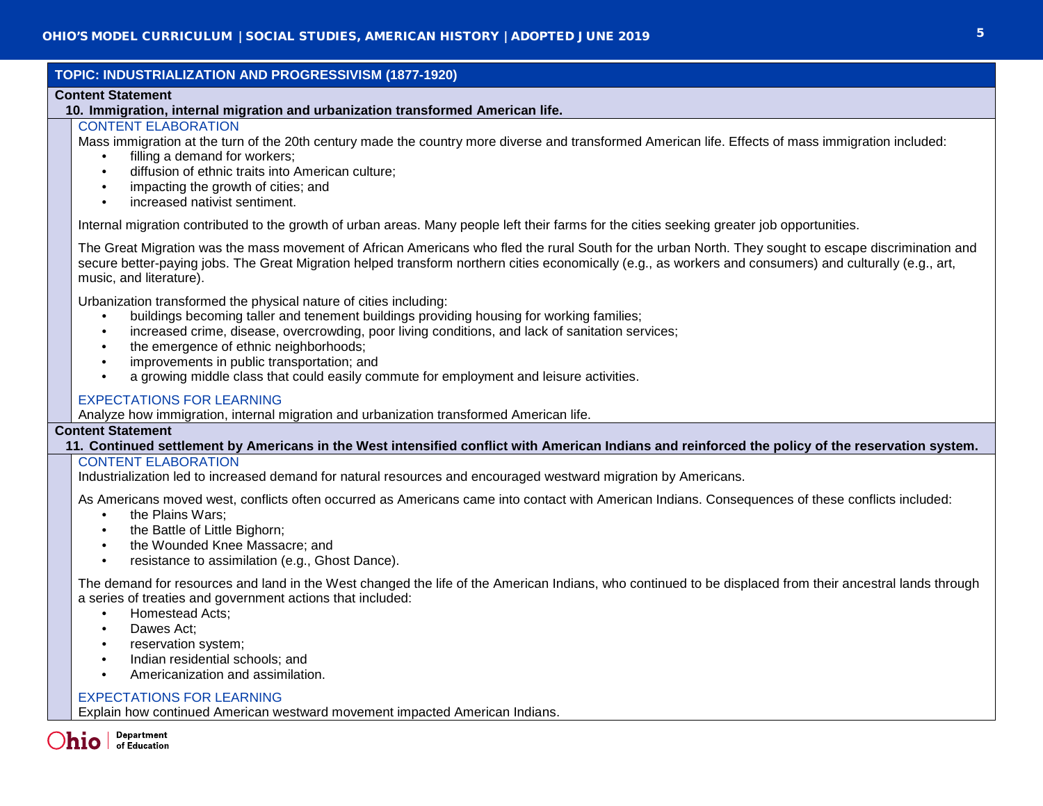## TOPIC: INDUSTRIALIZATION AND PROGRESSIVISM (1877-1920)

### Content Statement

**10. Immigration, internal migration and urbanization transformed American life.**

#### CONTENT ELABORATION

Mass immigration at the turn of the 20th century made the country more diverse and transformed American life. Effects of mass immigration included:

- filling a demand for workers;
- diffusion of ethnic traits into American culture;
- impacting the growth of cities; and
- increased nativist sentiment.

Internal migration contributed to the growth of urban areas. Many people left their farms for the cities seeking greater job opportunities.

The Great Migration was the mass movement of African Americans who fled the rural South for the urban North. They sought to escape discrimination and secure better-paying jobs. The Great Migration helped transform northern cities economically (e.g., as workers and consumers) and culturally (e.g., art, music, and literature).

Urbanization transformed the physical nature of cities including:

- buildings becoming taller and tenement buildings providing housing for working families;
- increased crime, disease, overcrowding, poor living conditions, and lack of sanitation services;
- the emergence of ethnic neighborhoods;
- improvements in public transportation; and
- a growing middle class that could easily commute for employment and leisure activities.

#### EXPECTATIONS FOR LEARNING

Analyze how immigration, internal migration and urbanization transformed American life.

### Content Statement

**11. Continued settlement by Americans in the West intensified conflict with American Indians and reinforced the policy of the reservation system.**

#### CONTENT ELABORATION

Industrialization led to increased demand for natural resources and encouraged westward migration by Americans.

As Americans moved west, conflicts often occurred as Americans came into contact with American Indians. Consequences of these conflicts included:

- the Plains Wars;
- the Battle of Little Bighorn;
- the Wounded Knee Massacre; and
- resistance to assimilation (e.g., Ghost Dance).

The demand for resources and land in the West changed the life of the American Indians, who continued to be displaced from their ancestral lands through a series of treaties and government actions that included:

- Homestead Acts;
- Dawes Act;
- reservation system;
- Indian residential schools; and
- Americanization and assimilation.

#### EXPECTATIONS FOR LEARNING

Explain how continued American westward movement impacted American Indians.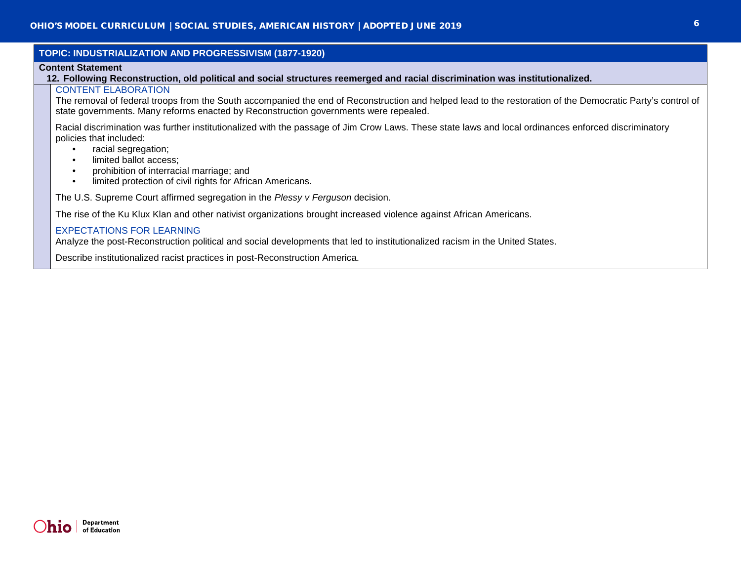## TOPIC: INDUSTRIALIZATION AND PROGRESSIVISM (1877-1920)

**Content Statement**

**12. Following Reconstruction, old political and social structures reemerged and racial discrimination was institutionalized.**

### CONTENT ELABORATION

The removal of federal troops from the South accompanied the end of Reconstruction and helped lead to the restoration of the Democratic Party's control of state governments. Many reforms enacted by Reconstruction governments were repealed.

Racial discrimination was further institutionalized with the passage of Jim Crow Laws. These state laws and local ordinances enforced discriminatory policies that included:

- racial segregation;
- limited ballot access;
- prohibition of interracial marriage; and
- limited protection of civil rights for African Americans.

The U.S. Supreme Court affirmed segregation in the *Plessy v Ferguson* decision.

The rise of the Ku Klux Klan and other nativist organizations brought increased violence against African Americans.

### EXPECTATIONS FOR LEARNING

Analyze the post-Reconstruction political and social developments that led to institutionalized racism in the United States.

Describe institutionalized racist practices in post-Reconstruction America.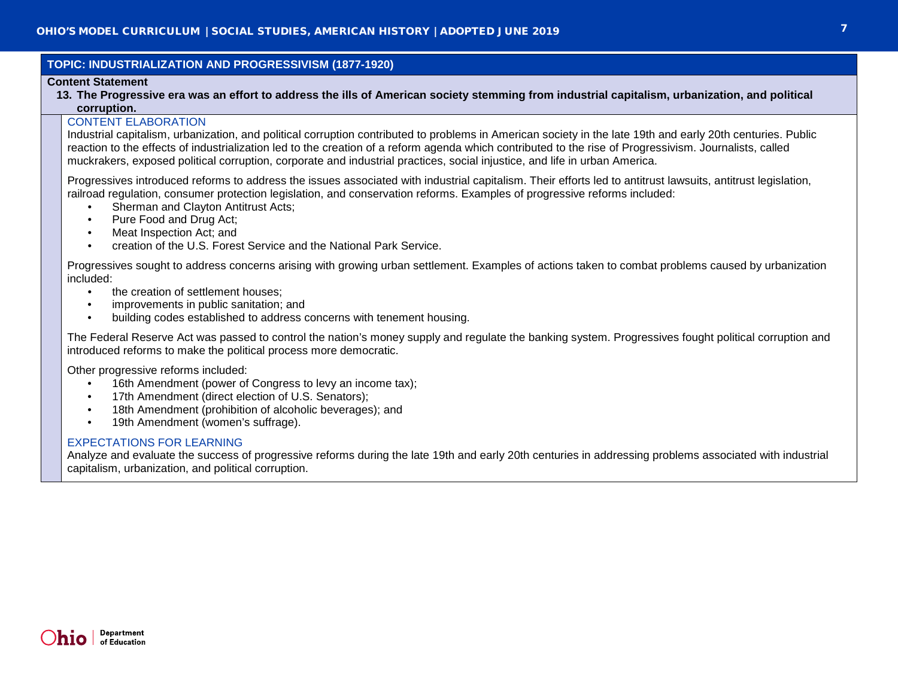## TOPIC: INDUSTRIALIZATION AND PROGRESSIVISM (1877-1920)

**Content Statement**

**13. The Progressive era was an effort to address the ills of American society stemming from industrial capitalism, urbanization, and political corruption.**

### CONTENT ELABORATION

Industrial capitalism, urbanization, and political corruption contributed to problems in American society in the late 19th and early 20th centuries. Public reaction to the effects of industrialization led to the creation of a reform agenda which contributed to the rise of Progressivism. Journalists, called muckrakers, exposed political corruption, corporate and industrial practices, social injustice, and life in urban America.

Progressives introduced reforms to address the issues associated with industrial capitalism. Their efforts led to antitrust lawsuits, antitrust legislation, railroad regulation, consumer protection legislation, and conservation reforms. Examples of progressive reforms included:

- Sherman and Clayton Antitrust Acts;
- Pure Food and Drug Act;
- Meat Inspection Act; and
- creation of the U.S. Forest Service and the National Park Service.

Progressives sought to address concerns arising with growing urban settlement. Examples of actions taken to combat problems caused by urbanization included:

- the creation of settlement houses;
- improvements in public sanitation; and
- building codes established to address concerns with tenement housing.

The Federal Reserve Act was passed to control the nation's money supply and regulate the banking system. Progressives fought political corruption and introduced reforms to make the political process more democratic.

Other progressive reforms included:

- 16th Amendment (power of Congress to levy an income tax);
- 17th Amendment (direct election of U.S. Senators);
- 18th Amendment (prohibition of alcoholic beverages); and
- 19th Amendment (women's suffrage).

### EXPECTATIONS FOR LEARNING

Analyze and evaluate the success of progressive reforms during the late 19th and early 20th centuries in addressing problems associated with industrial capitalism, urbanization, and political corruption.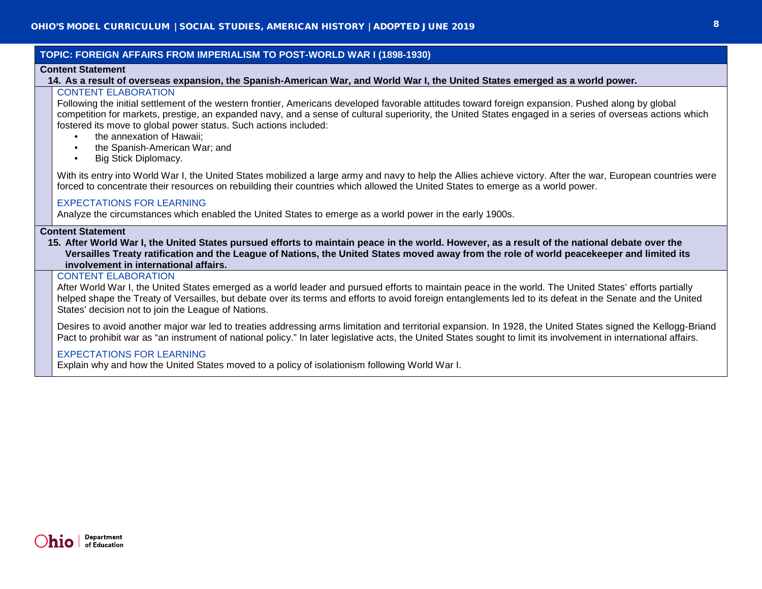## TOPIC: FOREIGN AFFAIRS FROM IMPERIALISM TO POST-WORLD WAR I (1898-1930)

### Content Statement

**14. As a result of overseas expansion, the Spanish-American War, and World War I, the United States emerged as a world power.**

#### CONTENT ELABORATION

Following the initial settlement of the western frontier, Americans developed favorable attitudes toward foreign expansion. Pushed along by global competition for markets, prestige, an expanded navy, and a sense of cultural superiority, the United States engaged in a series of overseas actions which fostered its move to global power status. Such actions included:

- the annexation of Hawaii;
- the Spanish-American War; and
- Big Stick Diplomacy.

With its entry into World War I, the United States mobilized a large army and navy to help the Allies achieve victory. After the war, European countries were forced to concentrate their resources on rebuilding their countries which allowed the United States to emerge as a world power.

#### EXPECTATIONS FOR LEARNING

Analyze the circumstances which enabled the United States to emerge as a world power in the early 1900s.

### Content Statement

**15. After World War I, the United States pursued efforts to maintain peace in the world. However, as a result of the national debate over the Versailles Treaty ratification and the League of Nations, the United States moved away from the role of world peacekeeper and limited its involvement in international affairs.**

#### CONTENT ELABORATION

After World War I, the United States emerged as a world leader and pursued efforts to maintain peace in the world. The United States' efforts partially helped shape the Treaty of Versailles, but debate over its terms and efforts to avoid foreign entanglements led to its defeat in the Senate and the United States' decision not to join the League of Nations.

Desires to avoid another major war led to treaties addressing arms limitation and territorial expansion. In 1928, the United States signed the Kellogg-Briand Pact to prohibit war as "an instrument of national policy." In later legislative acts, the United States sought to limit its involvement in international affairs.

#### EXPECTATIONS FOR LEARNING

Explain why and how the United States moved to a policy of isolationism following World War I.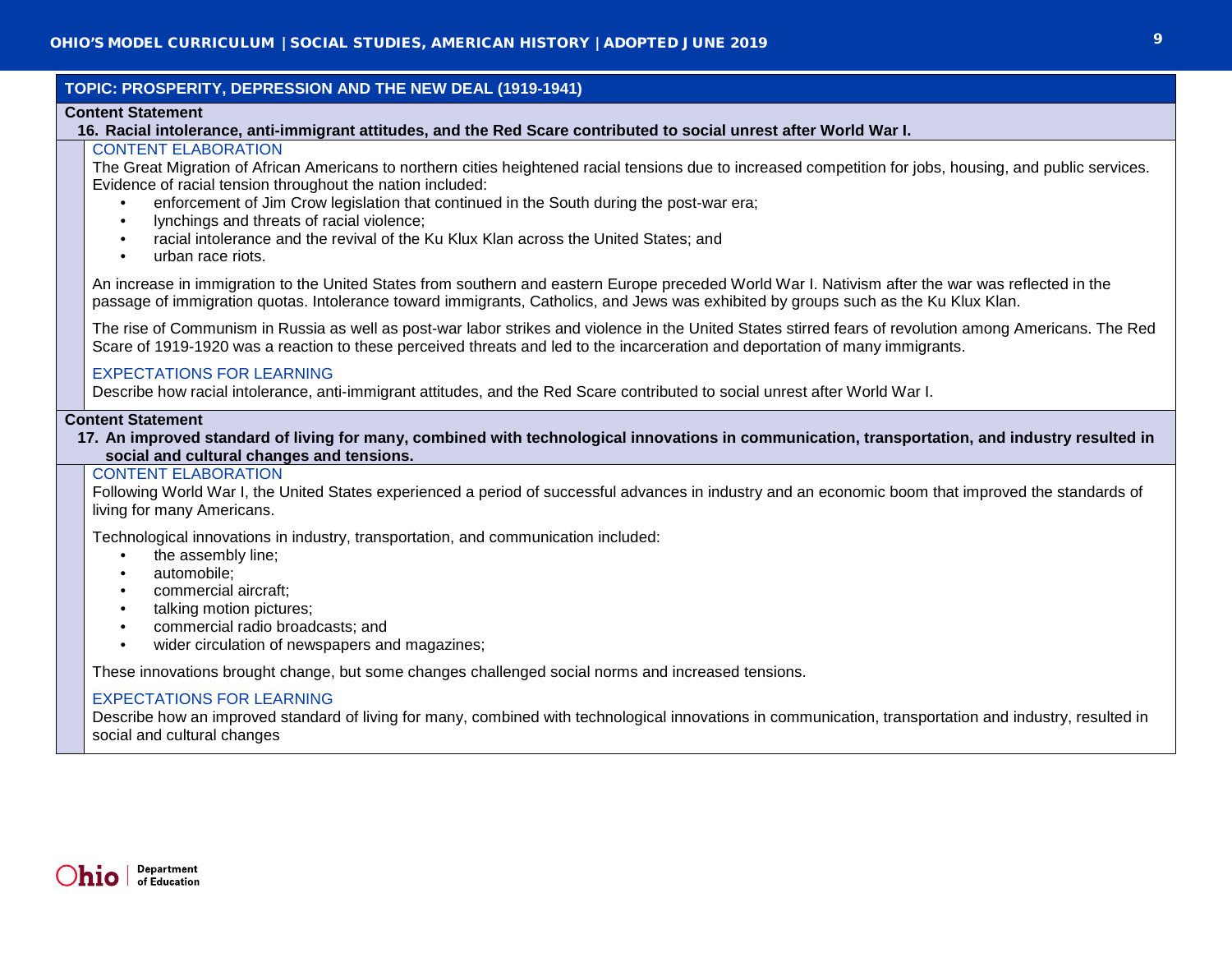## TOPIC: PROSPERITY, DEPRESSION AND THE NEW DEAL (1919-1941)

### Content Statement

**16. Racial intolerance, anti-immigrant attitudes, and the Red Scare contributed to social unrest after World War I.**

#### CONTENT ELABORATION

The Great Migration of African Americans to northern cities heightened racial tensions due to increased competition for jobs, housing, and public services. Evidence of racial tension throughout the nation included:

- enforcement of Jim Crow legislation that continued in the South during the post-war era;
- lynchings and threats of racial violence;
- racial intolerance and the revival of the Ku Klux Klan across the United States; and
- urban race riots.

An increase in immigration to the United States from southern and eastern Europe preceded World War I. Nativism after the war was reflected in the passage of immigration quotas. Intolerance toward immigrants, Catholics, and Jews was exhibited by groups such as the Ku Klux Klan.

The rise of Communism in Russia as well as post-war labor strikes and violence in the United States stirred fears of revolution among Americans. The Red Scare of 1919-1920 was a reaction to these perceived threats and led to the incarceration and deportation of many immigrants.

#### EXPECTATIONS FOR LEARNING

Describe how racial intolerance, anti-immigrant attitudes, and the Red Scare contributed to social unrest after World War I.

### Content Statement

**17. An improved standard of living for many, combined with technological innovations in communication, transportation, and industry resulted in social and cultural changes and tensions.**

#### CONTENT ELABORATION

Following World War I, the United States experienced a period of successful advances in industry and an economic boom that improved the standards of living for many Americans.

Technological innovations in industry, transportation, and communication included:

- the assembly line;
- automobile;
- commercial aircraft;
- talking motion pictures;
- commercial radio broadcasts; and
- wider circulation of newspapers and magazines;

These innovations brought change, but some changes challenged social norms and increased tensions.

#### EXPECTATIONS FOR LEARNING

Describe how an improved standard of living for many, combined with technological innovations in communication, transportation and industry, resulted in social and cultural changes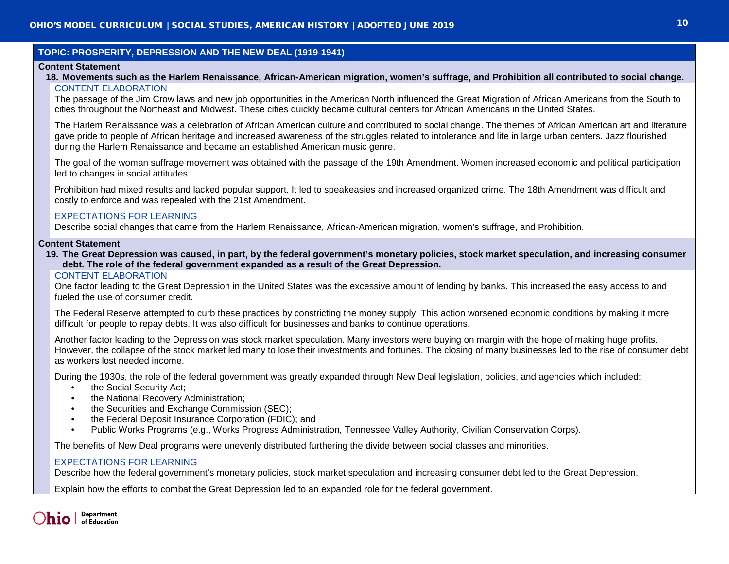## TOPIC: PROSPERITY, DEPRESSION AND THE NEW DEAL (1919-1941)

### Content Statement

**18. Movements such as the Harlem Renaissance, African-American migration, women's suffrage, and Prohibition all contributed to social change.**

#### CONTENT ELABORATION

The passage of the Jim Crow laws and new job opportunities in the American North influenced the Great Migration of African Americans from the South to cities throughout the Northeast and Midwest. These cities quickly became cultural centers for African Americans in the United States.

The Harlem Renaissance was a celebration of African American culture and contributed to social change. The themes of African American art and literature gave pride to people of African heritage and increased awareness of the struggles related to intolerance and life in large urban centers. Jazz flourished during the Harlem Renaissance and became an established American music genre.

The goal of the woman suffrage movement was obtained with the passage of the 19th Amendment. Women increased economic and political participation led to changes in social attitudes.

Prohibition had mixed results and lacked popular support. It led to speakeasies and increased organized crime. The 18th Amendment was difficult and costly to enforce and was repealed with the 21st Amendment.

#### EXPECTATIONS FOR LEARNING

Describe social changes that came from the Harlem Renaissance, African-American migration, women's suffrage, and Prohibition.

### Content Statement

**19. The Great Depression was caused, in part, by the federal government's monetary policies, stock market speculation, and increasing consumer debt. The role of the federal government expanded as a result of the Great Depression.**

#### CONTENT ELABORATION

One factor leading to the Great Depression in the United States was the excessive amount of lending by banks. This increased the easy access to and fueled the use of consumer credit.

The Federal Reserve attempted to curb these practices by constricting the money supply. This action worsened economic conditions by making it more difficult for people to repay debts. It was also difficult for businesses and banks to continue operations.

Another factor leading to the Depression was stock market speculation. Many investors were buying on margin with the hope of making huge profits. However, the collapse of the stock market led many to lose their investments and fortunes. The closing of many businesses led to the rise of consumer debt as workers lost needed income.

During the 1930s, the role of the federal government was greatly expanded through New Deal legislation, policies, and agencies which included:

- the Social Security Act;
- the National Recovery Administration;
- the Securities and Exchange Commission (SEC);
- the Federal Deposit Insurance Corporation (FDIC); and
- Public Works Programs (e.g., Works Progress Administration, Tennessee Valley Authority, Civilian Conservation Corps).

The benefits of New Deal programs were unevenly distributed furthering the divide between social classes and minorities.

#### EXPECTATIONS FOR LEARNING

Describe how the federal government's monetary policies, stock market speculation and increasing consumer debt led to the Great Depression.

Explain how the efforts to combat the Great Depression led to an expanded role for the federal government.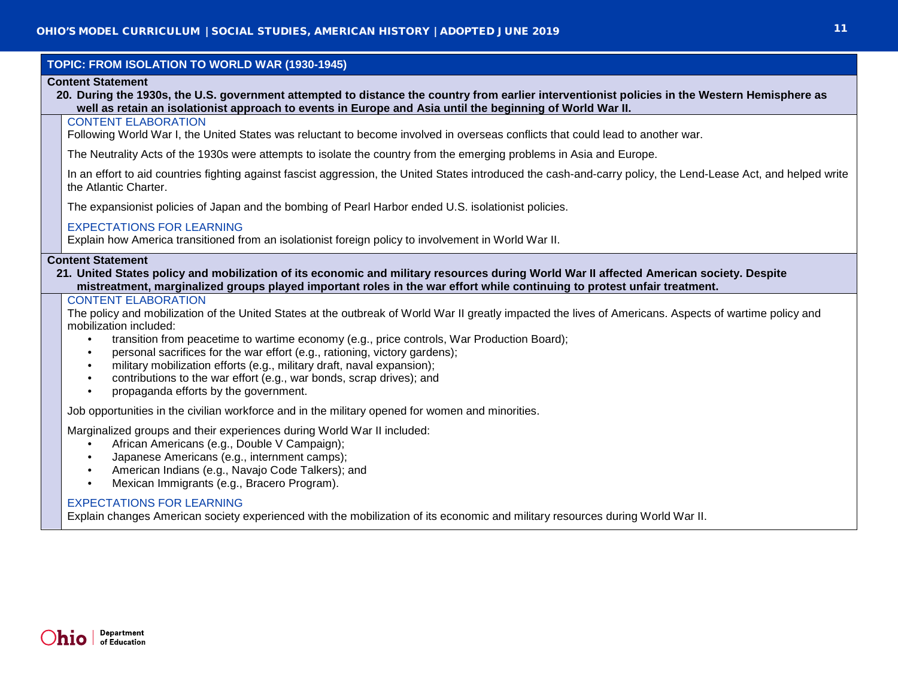## TOPIC: FROM ISOLATION TO WORLD WAR (1930-1945)

**Content Statement**

**20. During the 1930s, the U.S. government attempted to distance the country from earlier interventionist policies in the Western Hemisphere as well as retain an isolationist approach to events in Europe and Asia until the beginning of World War II.**

### CONTENT ELABORATION

Following World War I, the United States was reluctant to become involved in overseas conflicts that could lead to another war.

The Neutrality Acts of the 1930s were attempts to isolate the country from the emerging problems in Asia and Europe.

In an effort to aid countries fighting against fascist aggression, the United States introduced the cash-and-carry policy, the Lend-Lease Act, and helped write the Atlantic Charter.

The expansionist policies of Japan and the bombing of Pearl Harbor ended U.S. isolationist policies.

### EXPECTATIONS FOR LEARNING

Explain how America transitioned from an isolationist foreign policy to involvement in World War II.

**Content Statement**

**21. United States policy and mobilization of its economic and military resources during World War II affected American society. Despite mistreatment, marginalized groups played important roles in the war effort while continuing to protest unfair treatment.**

### CONTENT ELABORATION

The policy and mobilization of the United States at the outbreak of World War II greatly impacted the lives of Americans. Aspects of wartime policy and mobilization included:

- transition from peacetime to wartime economy (e.g., price controls, War Production Board);
- personal sacrifices for the war effort (e.g., rationing, victory gardens);
- military mobilization efforts (e.g., military draft, naval expansion);
- contributions to the war effort (e.g., war bonds, scrap drives); and
- propaganda efforts by the government.

Job opportunities in the civilian workforce and in the military opened for women and minorities.

Marginalized groups and their experiences during World War II included:

- African Americans (e.g., Double V Campaign);
- Japanese Americans (e.g., internment camps);
- American Indians (e.g., Navajo Code Talkers); and
- Mexican Immigrants (e.g., Bracero Program).

### EXPECTATIONS FOR LEARNING

Explain changes American society experienced with the mobilization of its economic and military resources during World War II.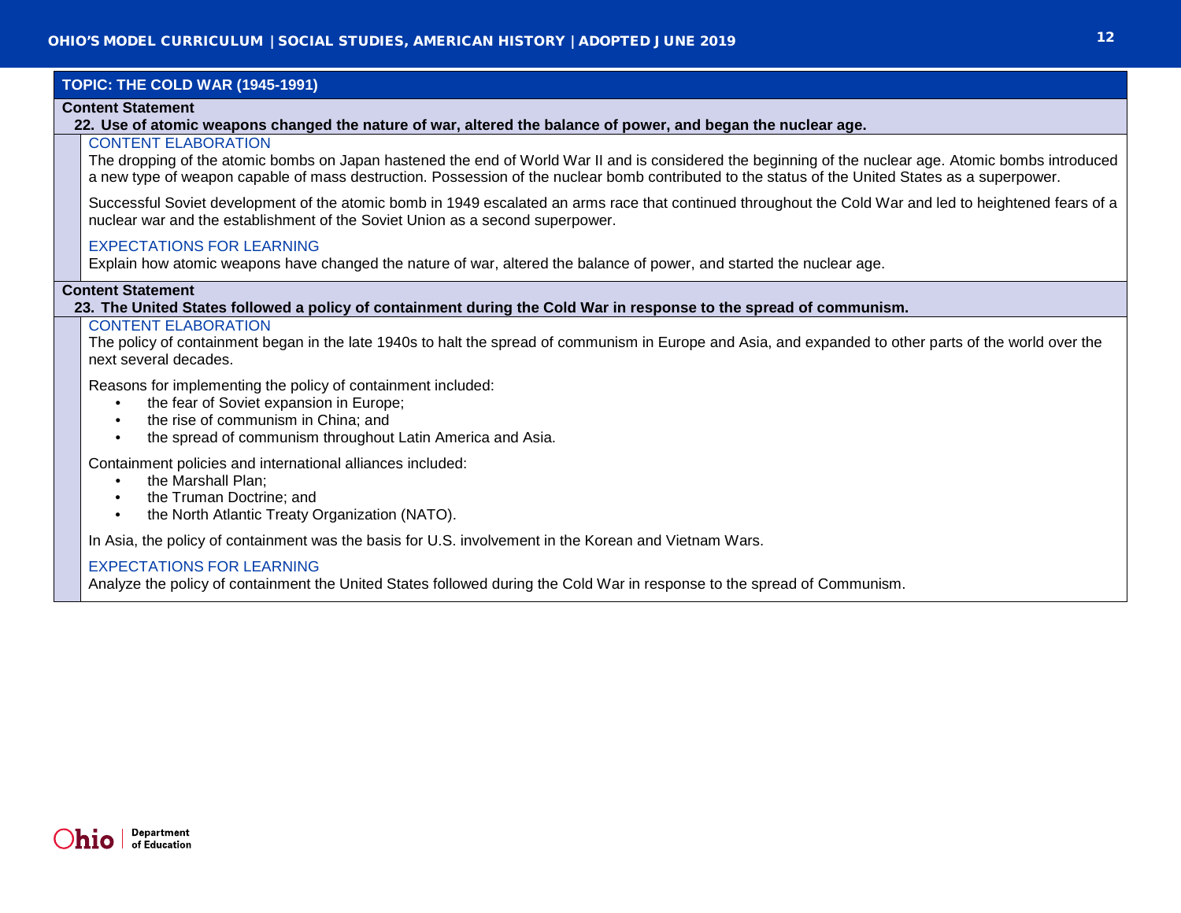## TOPIC: THE COLD WAR (1945-1991)

**Content Statement**

**22. Use of atomic weapons changed the nature of war, altered the balance of power, and began the nuclear age.**

CONTENT ELABORATION

The dropping of the atomic bombs on Japan hastened the end of World War II and is considered the beginning of the nuclear age. Atomic bombs introduced a new type of weapon capable of mass destruction. Possession of the nuclear bomb contributed to the status of the United States as a superpower.

Successful Soviet development of the atomic bomb in 1949 escalated an arms race that continued throughout the Cold War and led to heightened fears of a nuclear war and the establishment of the Soviet Union as a second superpower.

EXPECTATIONS FOR LEARNING

Explain how atomic weapons have changed the nature of war, altered the balance of power, and started the nuclear age.

**Content Statement**

**23. The United States followed a policy of containment during the Cold War in response to the spread of communism.**

CONTENT ELABORATION

The policy of containment began in the late 1940s to halt the spread of communism in Europe and Asia, and expanded to other parts of the world over the next several decades.

Reasons for implementing the policy of containment included:

- the fear of Soviet expansion in Europe;
- the rise of communism in China; and
- the spread of communism throughout Latin America and Asia.

Containment policies and international alliances included:

- the Marshall Plan;
- the Truman Doctrine; and
- the North Atlantic Treaty Organization (NATO).

In Asia, the policy of containment was the basis for U.S. involvement in the Korean and Vietnam Wars.

EXPECTATIONS FOR LEARNING

Analyze the policy of containment the United States followed during the Cold War in response to the spread of Communism.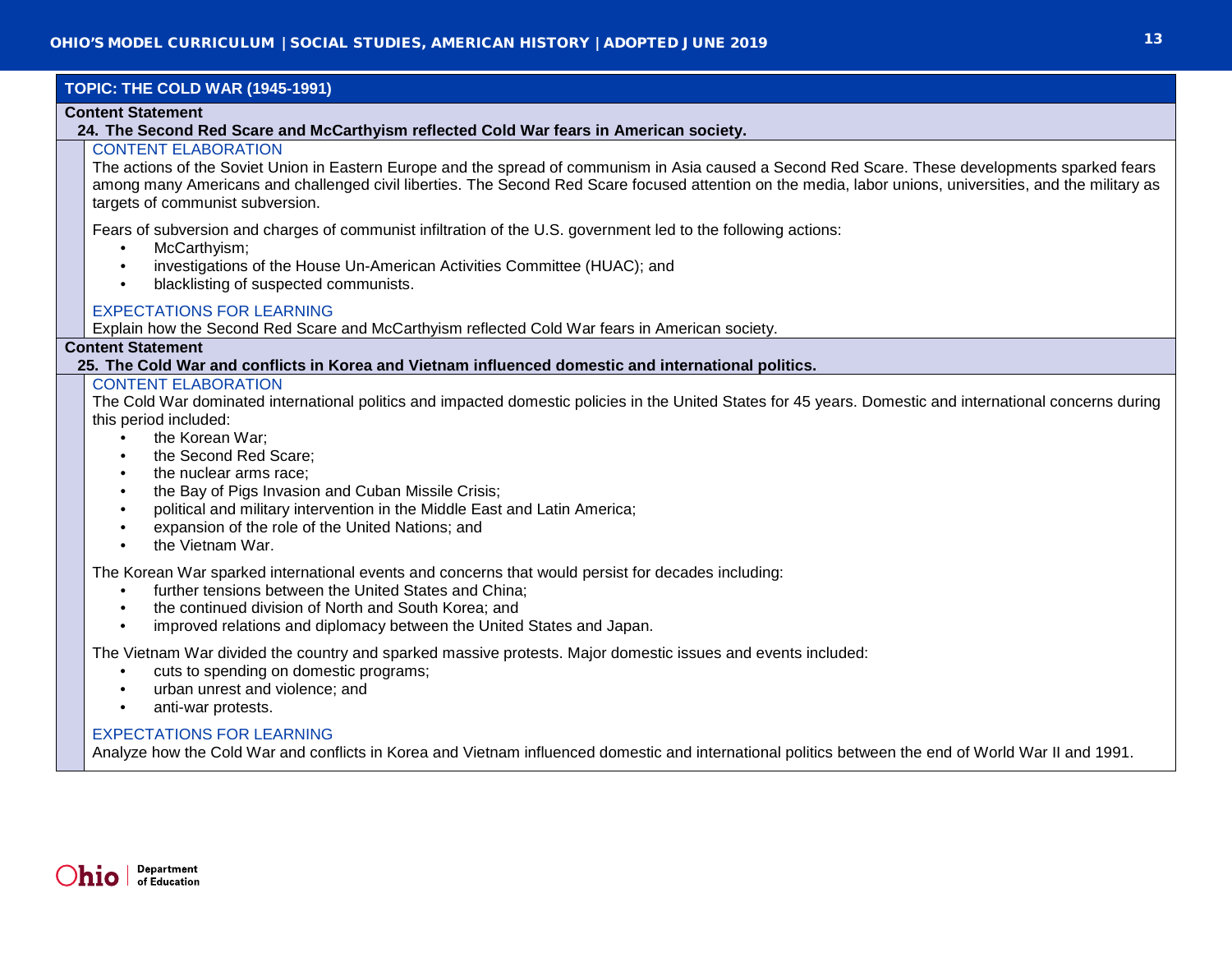## TOPIC: THE COLD WAR (1945-1991)

**Content Statement**

**24. The Second Red Scare and McCarthyism reflected Cold War fears in American society.**

CONTENT ELABORATION

The actions of the Soviet Union in Eastern Europe and the spread of communism in Asia caused a Second Red Scare. These developments sparked fears among many Americans and challenged civil liberties. The Second Red Scare focused attention on the media, labor unions, universities, and the military as targets of communist subversion.

Fears of subversion and charges of communist infiltration of the U.S. government led to the following actions:

- McCarthyism;
- investigations of the House Un-American Activities Committee (HUAC); and
- blacklisting of suspected communists.

EXPECTATIONS FOR LEARNING

Explain how the Second Red Scare and McCarthyism reflected Cold War fears in American society.

**Content Statement**

**25. The Cold War and conflicts in Korea and Vietnam influenced domestic and international politics.**

CONTENT ELABORATION

The Cold War dominated international politics and impacted domestic policies in the United States for 45 years. Domestic and international concerns during this period included:

- the Korean War;
- the Second Red Scare;
- the nuclear arms race;
- the Bay of Pigs Invasion and Cuban Missile Crisis;
- political and military intervention in the Middle East and Latin America;
- expansion of the role of the United Nations; and
- the Vietnam War.

The Korean War sparked international events and concerns that would persist for decades including:

- further tensions between the United States and China;
- the continued division of North and South Korea; and
- improved relations and diplomacy between the United States and Japan.

The Vietnam War divided the country and sparked massive protests. Major domestic issues and events included:

- cuts to spending on domestic programs;
- urban unrest and violence; and
- anti-war protests.

EXPECTATIONS FOR LEARNING

Analyze how the Cold War and conflicts in Korea and Vietnam influenced domestic and international politics between the end of World War II and 1991.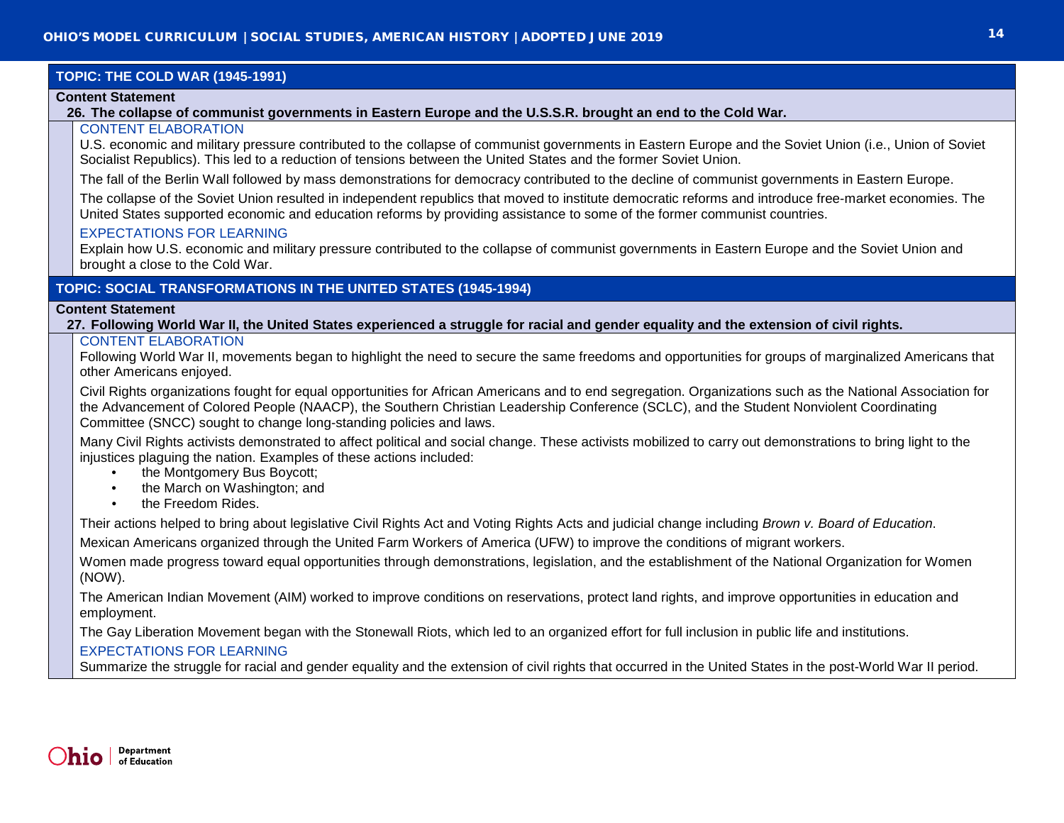## TOPIC: THE COLD WAR (1945-1991)

**Content Statement**

**26. The collapse of communist governments in Eastern Europe and the U.S.S.R. brought an end to the Cold War.**

### CONTENT ELABORATION

U.S. economic and military pressure contributed to the collapse of communist governments in Eastern Europe and the Soviet Union (i.e., Union of Soviet Socialist Republics). This led to a reduction of tensions between the United States and the former Soviet Union.

The fall of the Berlin Wall followed by mass demonstrations for democracy contributed to the decline of communist governments in Eastern Europe.

The collapse of the Soviet Union resulted in independent republics that moved to institute democratic reforms and introduce free-market economies. The United States supported economic and education reforms by providing assistance to some of the former communist countries.

### EXPECTATIONS FOR LEARNING

Explain how U.S. economic and military pressure contributed to the collapse of communist governments in Eastern Europe and the Soviet Union and brought a close to the Cold War.

## TOPIC: SOCIAL TRANSFORMATIONS IN THE UNITED STATES (1945-1994)

**Content Statement**

**27. Following World War II, the United States experienced a struggle for racial and gender equality and the extension of civil rights.**

### CONTENT ELABORATION

Following World War II, movements began to highlight the need to secure the same freedoms and opportunities for groups of marginalized Americans that other Americans enjoyed.

Civil Rights organizations fought for equal opportunities for African Americans and to end segregation. Organizations such as the National Association for the Advancement of Colored People (NAACP), the Southern Christian Leadership Conference (SCLC), and the Student Nonviolent Coordinating Committee (SNCC) sought to change long-standing policies and laws.

Many Civil Rights activists demonstrated to affect political and social change. These activists mobilized to carry out demonstrations to bring light to the injustices plaguing the nation. Examples of these actions included:

- the Montgomery Bus Boycott;
- the March on Washington; and
- the Freedom Rides.

Their actions helped to bring about legislative Civil Rights Act and Voting Rights Acts and judicial change including *Brown v. Board of Education*.

Mexican Americans organized through the United Farm Workers of America (UFW) to improve the conditions of migrant workers.

Women made progress toward equal opportunities through demonstrations, legislation, and the establishment of the National Organization for Women (NOW).

The American Indian Movement (AIM) worked to improve conditions on reservations, protect land rights, and improve opportunities in education and employment.

The Gay Liberation Movement began with the Stonewall Riots, which led to an organized effort for full inclusion in public life and institutions.

### EXPECTATIONS FOR LEARNING

Summarize the struggle for racial and gender equality and the extension of civil rights that occurred in the United States in the post-World War II period.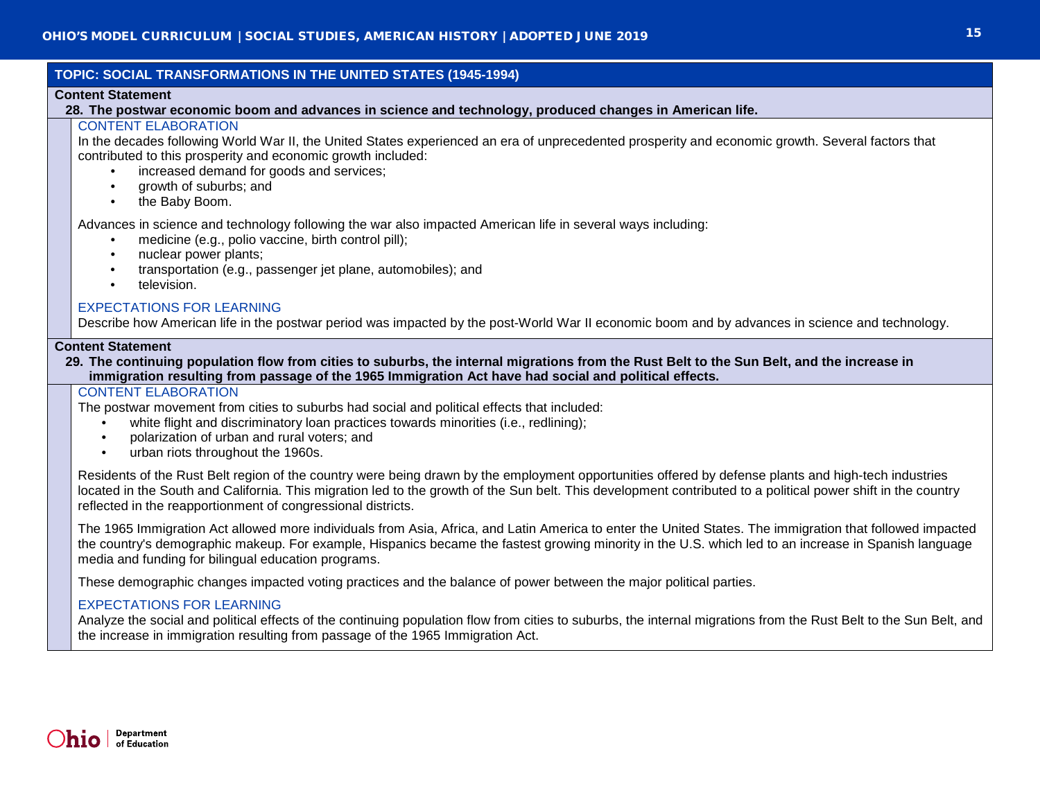## TOPIC: SOCIAL TRANSFORMATIONS IN THE UNITED STATES (1945-1994)

**Content Statement**

**28. The postwar economic boom and advances in science and technology, produced changes in American life.**

### CONTENT ELABORATION

In the decades following World War II, the United States experienced an era of unprecedented prosperity and economic growth. Several factors that contributed to this prosperity and economic growth included:

- increased demand for goods and services;
- growth of suburbs; and
- the Baby Boom.

Advances in science and technology following the war also impacted American life in several ways including:

- medicine (e.g., polio vaccine, birth control pill);
- nuclear power plants;
- transportation (e.g., passenger jet plane, automobiles); and
- television.

### EXPECTATIONS FOR LEARNING

Describe how American life in the postwar period was impacted by the post-World War II economic boom and by advances in science and technology.

**Content Statement**

**29. The continuing population flow from cities to suburbs, the internal migrations from the Rust Belt to the Sun Belt, and the increase in immigration resulting from passage of the 1965 Immigration Act have had social and political effects.**

### CONTENT ELABORATION

The postwar movement from cities to suburbs had social and political effects that included:

- white flight and discriminatory loan practices towards minorities (i.e., redlining);
- polarization of urban and rural voters; and
- urban riots throughout the 1960s.

Residents of the Rust Belt region of the country were being drawn by the employment opportunities offered by defense plants and high-tech industries located in the South and California. This migration led to the growth of the Sun belt. This development contributed to a political power shift in the country reflected in the reapportionment of congressional districts.

The 1965 Immigration Act allowed more individuals from Asia, Africa, and Latin America to enter the United States. The immigration that followed impacted the country's demographic makeup. For example, Hispanics became the fastest growing minority in the U.S. which led to an increase in Spanish language media and funding for bilingual education programs.

These demographic changes impacted voting practices and the balance of power between the major political parties.

### EXPECTATIONS FOR LEARNING

Analyze the social and political effects of the continuing population flow from cities to suburbs, the internal migrations from the Rust Belt to the Sun Belt, and the increase in immigration resulting from passage of the 1965 Immigration Act.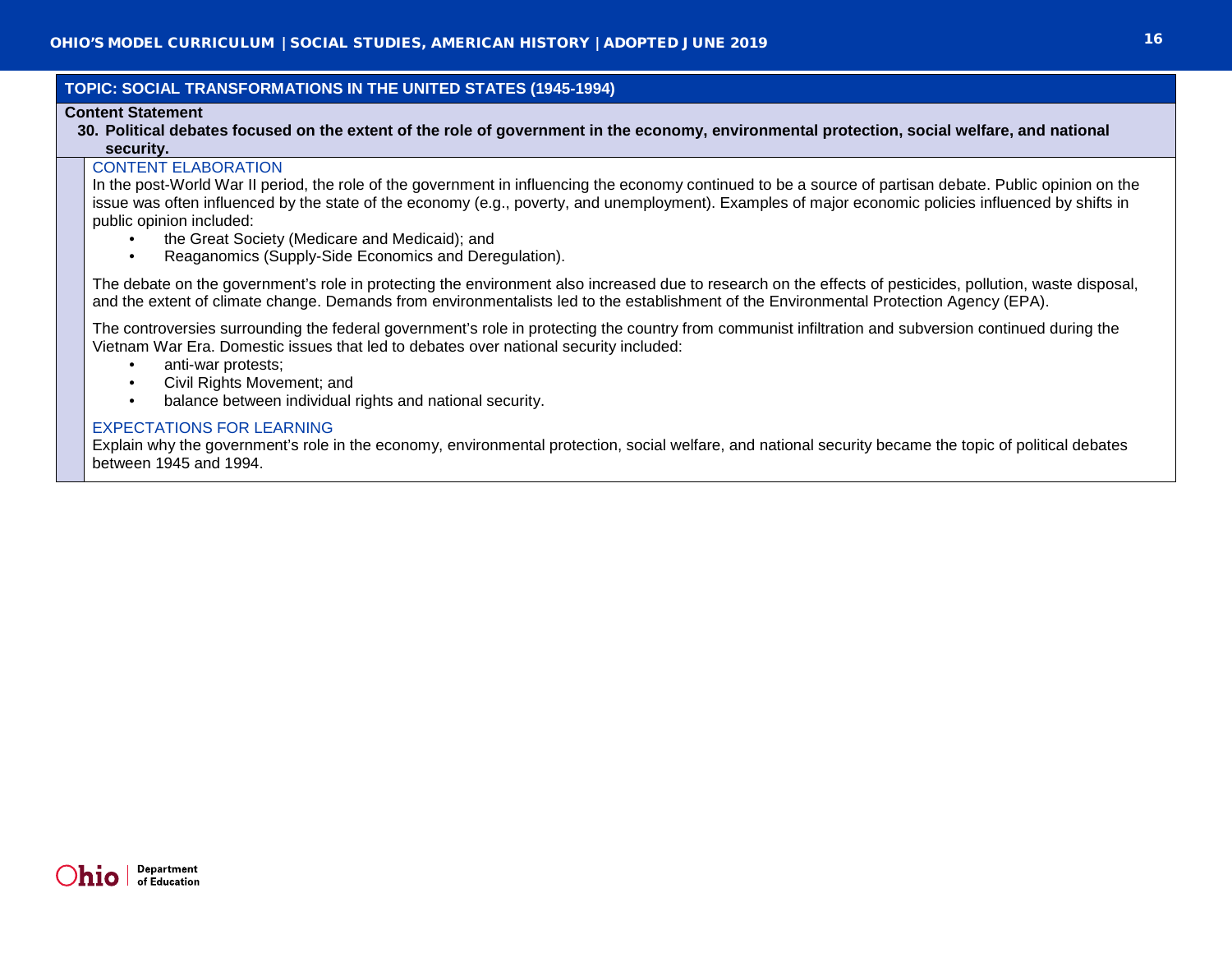## TOPIC: SOCIAL TRANSFORMATIONS IN THE UNITED STATES (1945-1994)

**Content Statement**

**30. Political debates focused on the extent of the role of government in the economy, environmental protection, social welfare, and national security.**

### CONTENT ELABORATION

In the post-World War II period, the role of the government in influencing the economy continued to be a source of partisan debate. Public opinion on the issue was often influenced by the state of the economy (e.g., poverty, and unemployment). Examples of major economic policies influenced by shifts in public opinion included:

- the Great Society (Medicare and Medicaid); and
- Reaganomics (Supply-Side Economics and Deregulation).

The debate on the government's role in protecting the environment also increased due to research on the effects of pesticides, pollution, waste disposal, and the extent of climate change. Demands from environmentalists led to the establishment of the Environmental Protection Agency (EPA).

The controversies surrounding the federal government's role in protecting the country from communist infiltration and subversion continued during the Vietnam War Era. Domestic issues that led to debates over national security included:

- anti-war protests;
- Civil Rights Movement; and
- balance between individual rights and national security.

### EXPECTATIONS FOR LEARNING

Explain why the government's role in the economy, environmental protection, social welfare, and national security became the topic of political debates between 1945 and 1994.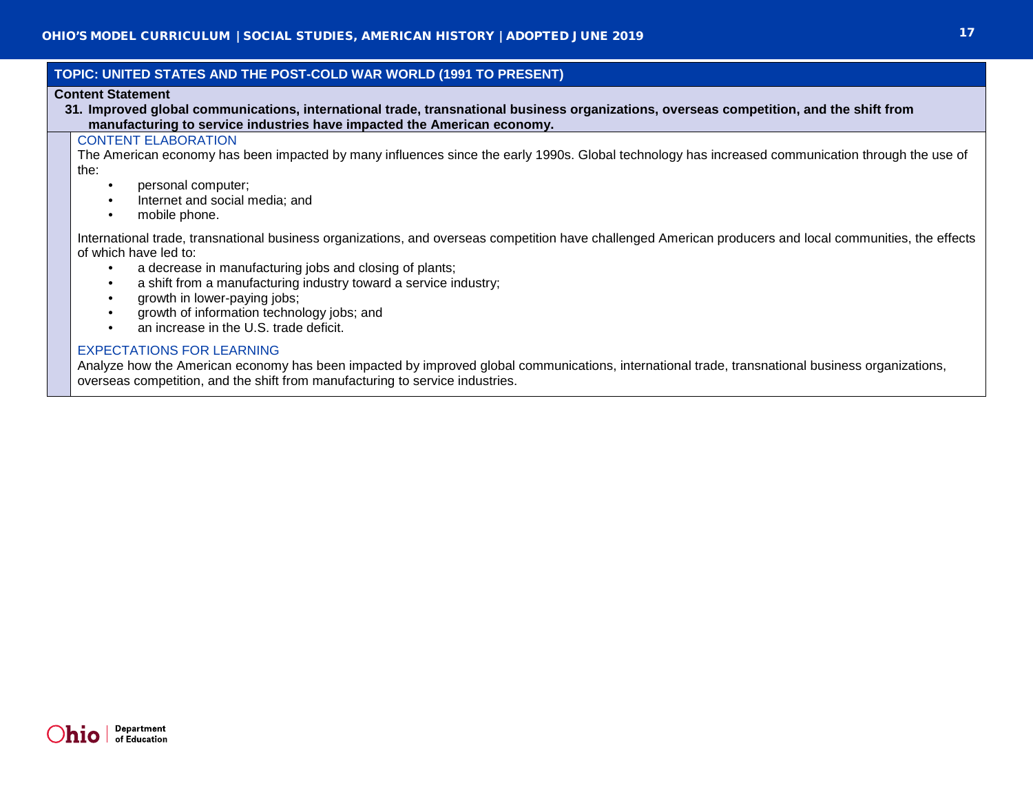## TOPIC: UNITED STATES AND THE POST-COLD WAR WORLD (1991 TO PRESENT)

**Content Statement**

**31. Improved global communications, international trade, transnational business organizations, overseas competition, and the shift from manufacturing to service industries have impacted the American economy.**

### CONTENT ELABORATION

The American economy has been impacted by many influences since the early 1990s. Global technology has increased communication through the use of the:

- personal computer;
- Internet and social media; and
- mobile phone.

International trade, transnational business organizations, and overseas competition have challenged American producers and local communities, the effects of which have led to:

- a decrease in manufacturing jobs and closing of plants;
- a shift from a manufacturing industry toward a service industry;
- growth in lower-paying jobs;
- growth of information technology jobs; and
- an increase in the U.S. trade deficit.

### EXPECTATIONS FOR LEARNING

Analyze how the American economy has been impacted by improved global communications, international trade, transnational business organizations, overseas competition, and the shift from manufacturing to service industries.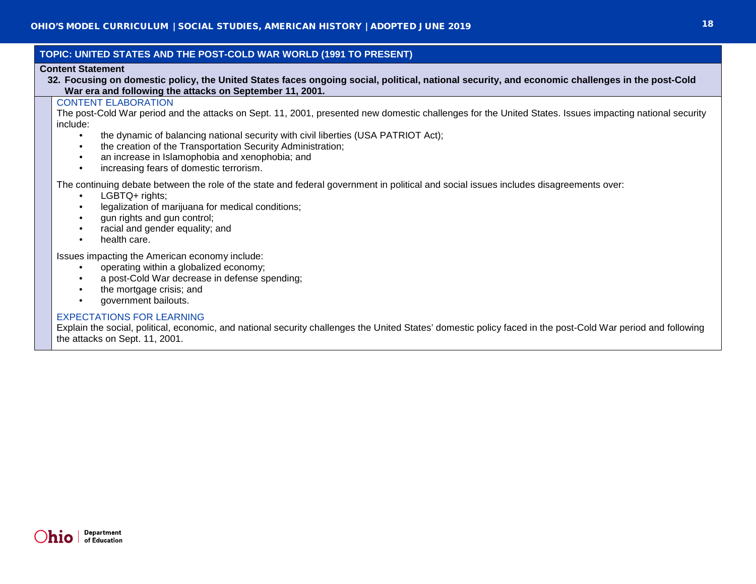## TOPIC: UNITED STATES AND THE POST-COLD WAR WORLD (1991 TO PRESENT)

**Content Statement**

**32. Focusing on domestic policy, the United States faces ongoing social, political, national security, and economic challenges in the post-Cold War era and following the attacks on September 11, 2001.**

### CONTENT ELABORATION

The post-Cold War period and the attacks on Sept. 11, 2001, presented new domestic challenges for the United States. Issues impacting national security include:

- the dynamic of balancing national security with civil liberties (USA PATRIOT Act);
- the creation of the Transportation Security Administration;
- an increase in Islamophobia and xenophobia; and
- increasing fears of domestic terrorism.

The continuing debate between the role of the state and federal government in political and social issues includes disagreements over:

- LGBTQ+ rights;
- legalization of marijuana for medical conditions;
- gun rights and gun control;
- racial and gender equality; and
- health care.

Issues impacting the American economy include:

- operating within a globalized economy;
- a post-Cold War decrease in defense spending;
- the mortgage crisis; and
- government bailouts.

### EXPECTATIONS FOR LEARNING

Explain the social, political, economic, and national security challenges the United States' domestic policy faced in the post-Cold War period and following the attacks on Sept. 11, 2001.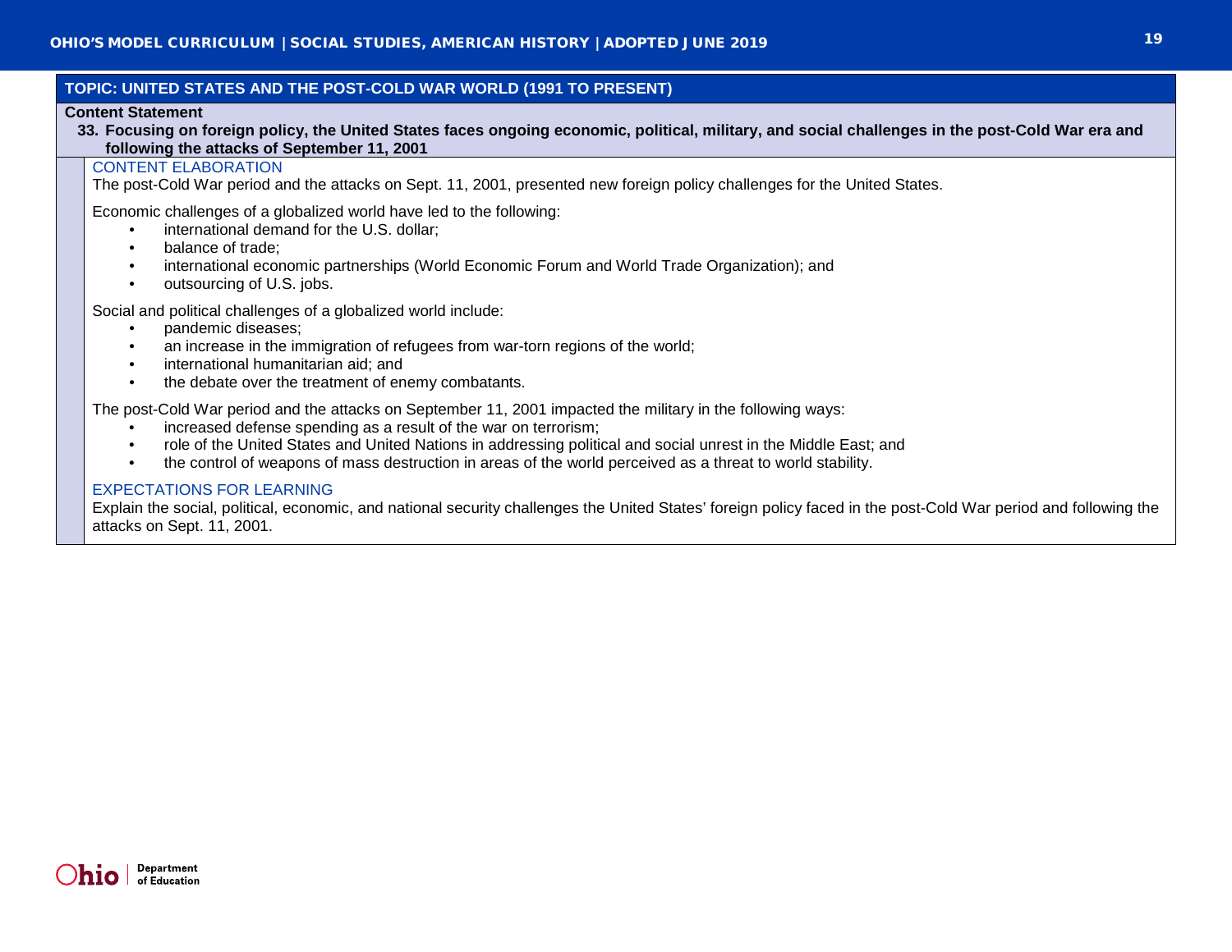## TOPIC: UNITED STATES AND THE POST-COLD WAR WORLD (1991 TO PRESENT)

**Content Statement**

**33. Focusing on foreign policy, the United States faces ongoing economic, political, military, and social challenges in the post-Cold War era and following the attacks of September 11, 2001**

### CONTENT ELABORATION

The post-Cold War period and the attacks on Sept. 11, 2001, presented new foreign policy challenges for the United States.

Economic challenges of a globalized world have led to the following:

- international demand for the U.S. dollar;
- balance of trade;
- international economic partnerships (World Economic Forum and World Trade Organization); and
- outsourcing of U.S. jobs.

Social and political challenges of a globalized world include:

- pandemic diseases;
- an increase in the immigration of refugees from war-torn regions of the world;
- international humanitarian aid; and
- the debate over the treatment of enemy combatants.

The post-Cold War period and the attacks on September 11, 2001 impacted the military in the following ways:

- increased defense spending as a result of the war on terrorism;
- role of the United States and United Nations in addressing political and social unrest in the Middle East; and
- the control of weapons of mass destruction in areas of the world perceived as a threat to world stability.

### EXPECTATIONS FOR LEARNING

Explain the social, political, economic, and national security challenges the United States' foreign policy faced in the post-Cold War period and following the attacks on Sept. 11, 2001.